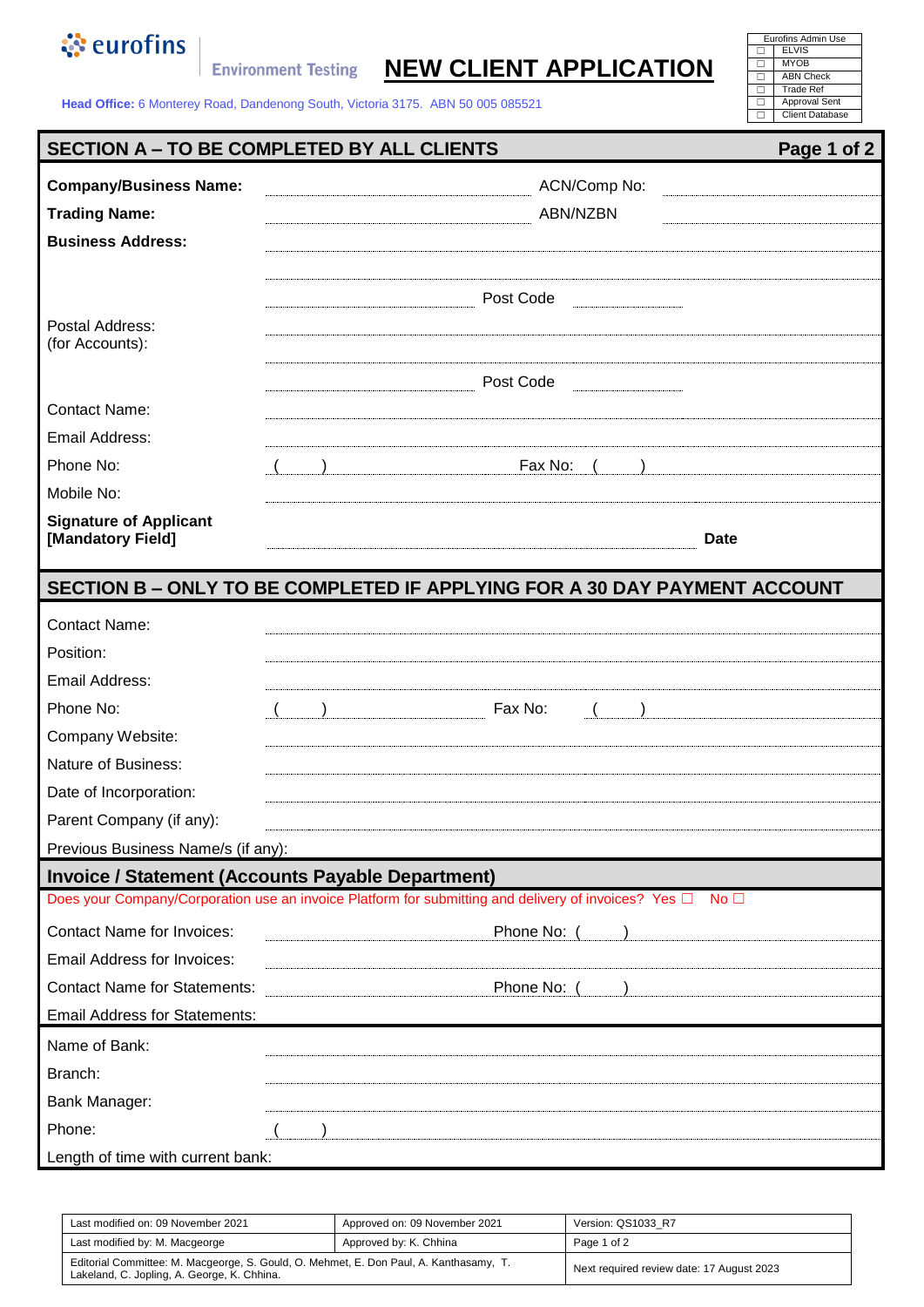eurofins Environment Testing

# NEW CLIENT APPLICATION

**Head Office:** 6 Monterey Road, Dandenong South, Victoria 3175. ABN 50 005 085521

| Eurofins Admin Use |
|---|
| ☐ ELVIS |
| ☐ MYOB |
| ☐ ABN Check |
| ☐ Trade Ref |
| ☐ Approval Sent |
| ☐ Client Database |

## SECTION A – TO BE COMPLETED BY ALL CLIENTS

**Company/Business Name:** ............................ ACN/Comp No: ............................

**Trading Name:** ............................ ABN/NZBN ............................

**Business Address:** ............................

............................

............................ Post Code ............................

Postal Address: (for Accounts): ............................

............................

............................ Post Code ............................

Contact Name: ............................

Email Address: ............................

Phone No: ( ) ............................ Fax No: ( ) ............................

Mobile No: ............................

**Signature of Applicant [Mandatory Field]** ............................ **Date**

## SECTION B – ONLY TO BE COMPLETED IF APPLYING FOR A 30 DAY PAYMENT ACCOUNT

Contact Name: ............................

Position: ............................

Email Address: ............................

Phone No: ( ) ............................ Fax No: ( ) ............................

Company Website: ............................

Nature of Business: ............................

Date of Incorporation: ............................

Parent Company (if any): ............................

Previous Business Name/s (if any):

### Invoice / Statement (Accounts Payable Department)

Does your Company/Corporation use an invoice Platform for submitting and delivery of invoices? Yes ☐ No ☐

Contact Name for Invoices: ............................ Phone No: ( ) ............................

Email Address for Invoices: ............................

Contact Name for Statements: ............................ Phone No: ( ) ............................

Email Address for Statements:

Name of Bank: ............................

Branch: ............................

Bank Manager: ............................

Phone: ( ) ............................

Length of time with current bank:

| Last modified on: 09 November 2021 | Approved on: 09 November 2021 | Version: QS1033_R7 |
|---|---|---|
| Last modified by: M. Macgeorge | Approved by: K. Chhina | Page 1 of 2 |
| Editorial Committee: M. Macgeorge, S. Gould, O. Mehmet, E. Don Paul, A. Kanthasamy, T. Lakeland, C. Jopling, A. George, K. Chhina. | | Next required review date: 17 August 2023 |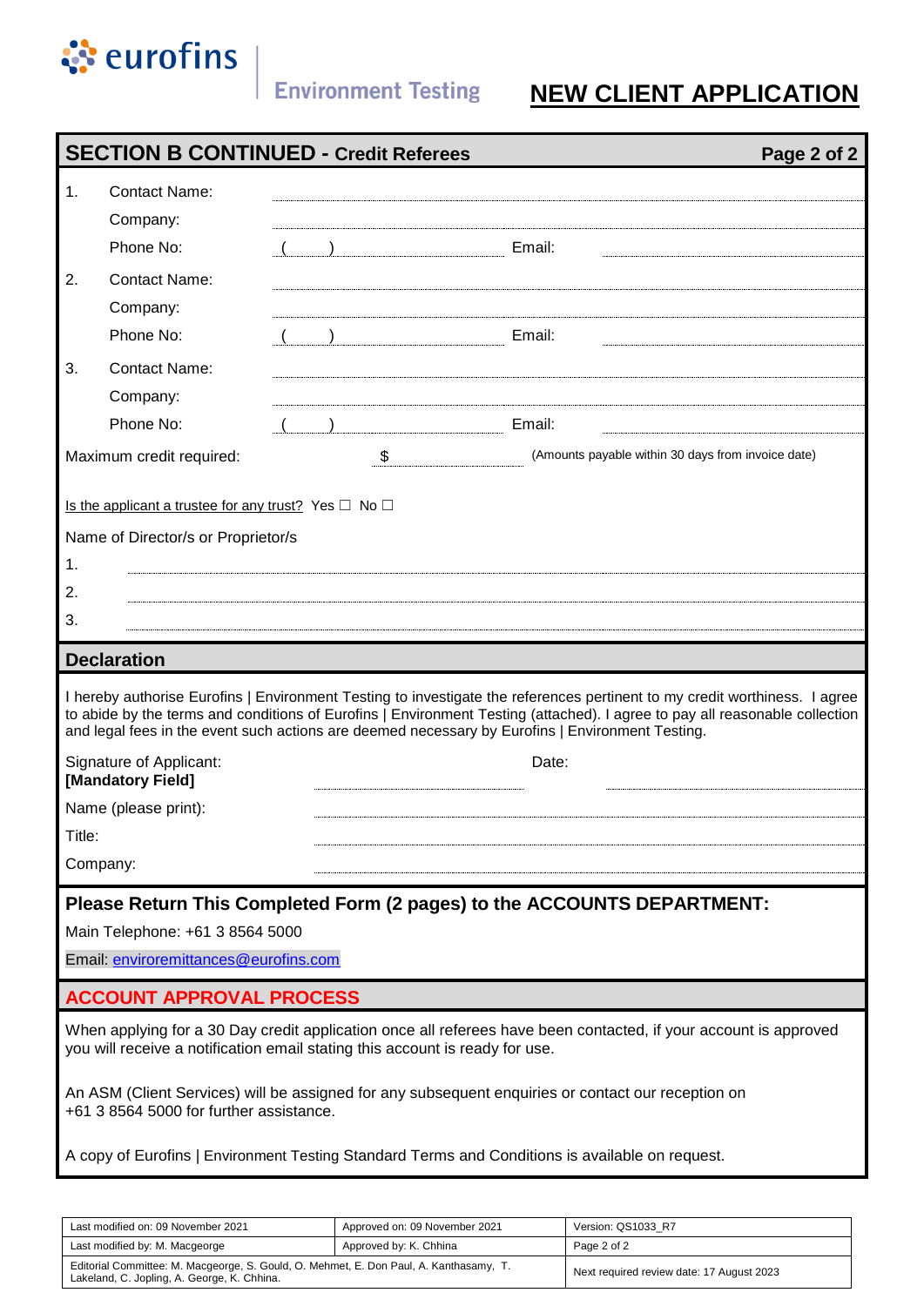## SECTION B CONTINUED - Credit Referees

1. Contact Name:
   Company:
   Phone No: (   )   Email:
2. Contact Name:
   Company:
   Phone No: (   )   Email:
3. Contact Name:
   Company:
   Phone No: (   )   Email:

Maximum credit required: $ (Amounts payable within 30 days from invoice date)

Is the applicant a trustee for any trust? Yes ☐ No ☐

Name of Director/s or Proprietor/s

1.
2.
3.

## Declaration

I hereby authorise Eurofins | Environment Testing to investigate the references pertinent to my credit worthiness. I agree to abide by the terms and conditions of Eurofins | Environment Testing (attached). I agree to pay all reasonable collection and legal fees in the event such actions are deemed necessary by Eurofins | Environment Testing.

Signature of Applicant: **[Mandatory Field]**   Date:

Name (please print):

Title:

Company:

## Please Return This Completed Form (2 pages) to the ACCOUNTS DEPARTMENT:

Main Telephone: +61 3 8564 5000

Email: enviroremittances@eurofins.com

## ACCOUNT APPROVAL PROCESS

When applying for a 30 Day credit application once all referees have been contacted, if your account is approved you will receive a notification email stating this account is ready for use.

An ASM (Client Services) will be assigned for any subsequent enquiries or contact our reception on +61 3 8564 5000 for further assistance.

A copy of Eurofins | Environment Testing Standard Terms and Conditions is available on request.

| | | |
|---|---|---|
| Last modified on: 09 November 2021 | Approved on: 09 November 2021 | Version: QS1033_R7 |
| Last modified by: M. Macgeorge | Approved by: K. Chhina | Page 2 of 2 |
| Editorial Committee: M. Macgeorge, S. Gould, O. Mehmet, E. Don Paul, A. Kanthasamy, T. Lakeland, C. Jopling, A. George, K. Chhina. | | Next required review date: 17 August 2023 |